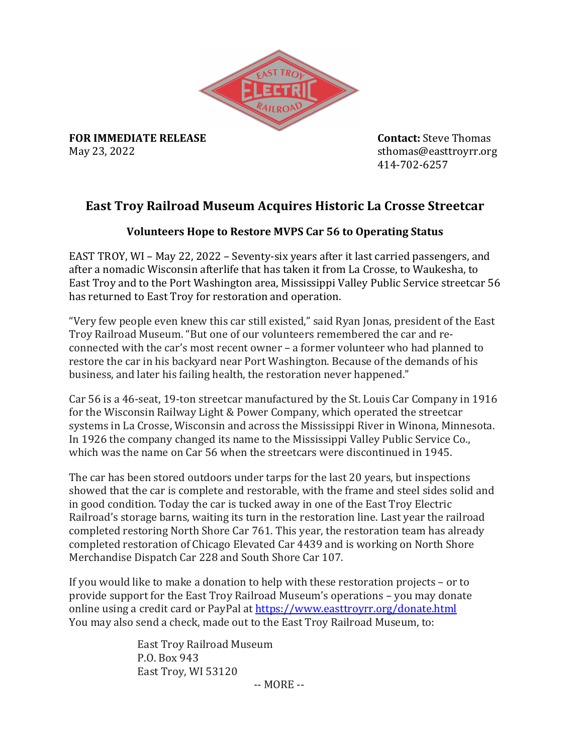**FOR IMMEDIATE RELEASE**
May 23, 2022

**Contact:** Steve Thomas
sthomas@easttroyrr.org
414-702-6257

# East Troy Railroad Museum Acquires Historic La Crosse Streetcar

## Volunteers Hope to Restore MVPS Car 56 to Operating Status

EAST TROY, WI – May 22, 2022 – Seventy-six years after it last carried passengers, and after a nomadic Wisconsin afterlife that has taken it from La Crosse, to Waukesha, to East Troy and to the Port Washington area, Mississippi Valley Public Service streetcar 56 has returned to East Troy for restoration and operation.

"Very few people even knew this car still existed," said Ryan Jonas, president of the East Troy Railroad Museum. "But one of our volunteers remembered the car and re-connected with the car's most recent owner – a former volunteer who had planned to restore the car in his backyard near Port Washington. Because of the demands of his business, and later his failing health, the restoration never happened."

Car 56 is a 46-seat, 19-ton streetcar manufactured by the St. Louis Car Company in 1916 for the Wisconsin Railway Light & Power Company, which operated the streetcar systems in La Crosse, Wisconsin and across the Mississippi River in Winona, Minnesota. In 1926 the company changed its name to the Mississippi Valley Public Service Co., which was the name on Car 56 when the streetcars were discontinued in 1945.

The car has been stored outdoors under tarps for the last 20 years, but inspections showed that the car is complete and restorable, with the frame and steel sides solid and in good condition. Today the car is tucked away in one of the East Troy Electric Railroad's storage barns, waiting its turn in the restoration line. Last year the railroad completed restoring North Shore Car 761. This year, the restoration team has already completed restoration of Chicago Elevated Car 4439 and is working on North Shore Merchandise Dispatch Car 228 and South Shore Car 107.

If you would like to make a donation to help with these restoration projects – or to provide support for the East Troy Railroad Museum's operations – you may donate online using a credit card or PayPal at https://www.easttroyrr.org/donate.html
You may also send a check, made out to the East Troy Railroad Museum, to:

East Troy Railroad Museum
P.O. Box 943
East Troy, WI 53120

-- MORE --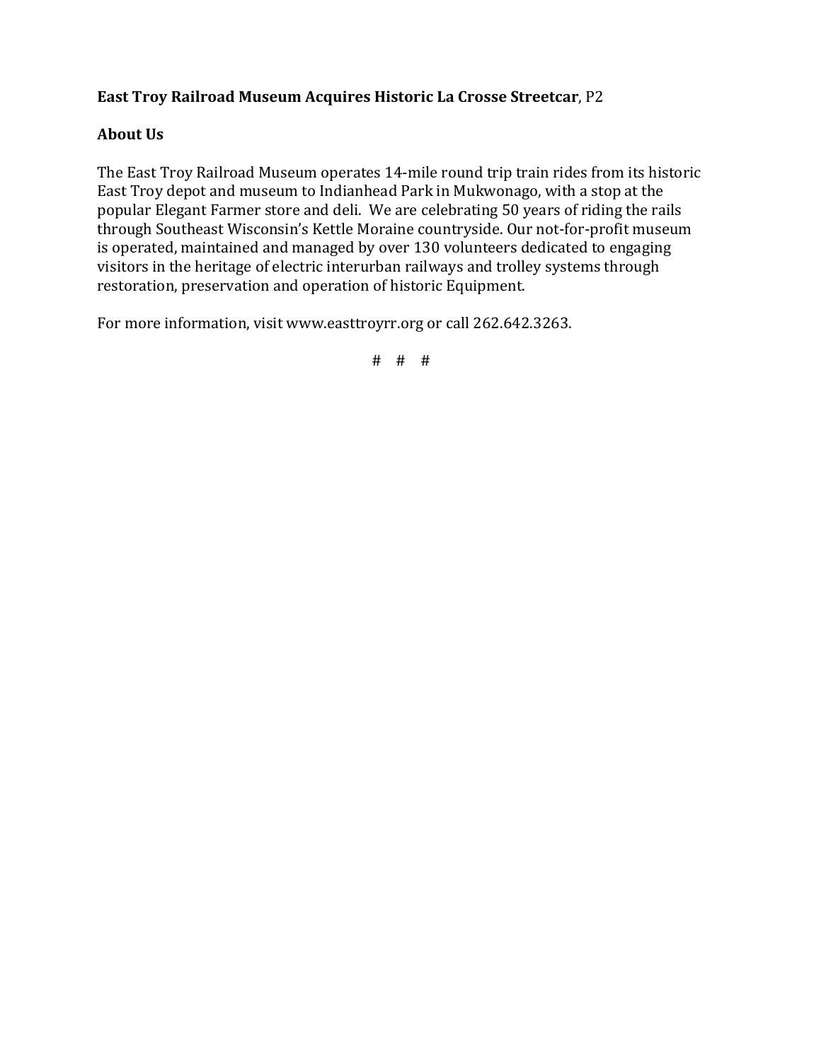**East Troy Railroad Museum Acquires Historic La Crosse Streetcar**, P2

## About Us

The East Troy Railroad Museum operates 14-mile round trip train rides from its historic East Troy depot and museum to Indianhead Park in Mukwonago, with a stop at the popular Elegant Farmer store and deli. We are celebrating 50 years of riding the rails through Southeast Wisconsin's Kettle Moraine countryside. Our not-for-profit museum is operated, maintained and managed by over 130 volunteers dedicated to engaging visitors in the heritage of electric interurban railways and trolley systems through restoration, preservation and operation of historic Equipment.

For more information, visit www.easttroyrr.org or call 262.642.3263.

# # #